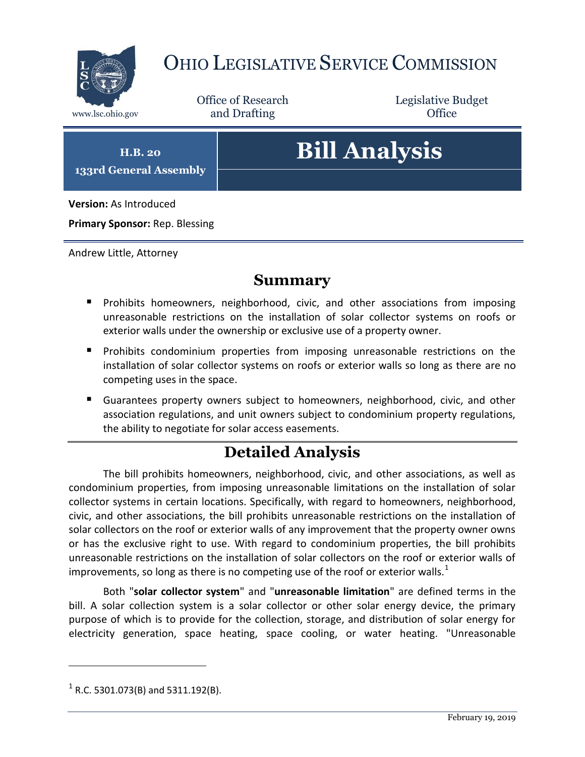# OHIO LEGISLATIVE SERVICE COMMISSION

www.lsc.ohio.gov

Office of Research and Drafting

Legislative Budget Office

**H.B. 20**
**133rd General Assembly**

# Bill Analysis

**Version:** As Introduced

**Primary Sponsor:** Rep. Blessing

Andrew Little, Attorney

## Summary

- Prohibits homeowners, neighborhood, civic, and other associations from imposing unreasonable restrictions on the installation of solar collector systems on roofs or exterior walls under the ownership or exclusive use of a property owner.
- Prohibits condominium properties from imposing unreasonable restrictions on the installation of solar collector systems on roofs or exterior walls so long as there are no competing uses in the space.
- Guarantees property owners subject to homeowners, neighborhood, civic, and other association regulations, and unit owners subject to condominium property regulations, the ability to negotiate for solar access easements.

## Detailed Analysis

The bill prohibits homeowners, neighborhood, civic, and other associations, as well as condominium properties, from imposing unreasonable limitations on the installation of solar collector systems in certain locations. Specifically, with regard to homeowners, neighborhood, civic, and other associations, the bill prohibits unreasonable restrictions on the installation of solar collectors on the roof or exterior walls of any improvement that the property owner owns or has the exclusive right to use. With regard to condominium properties, the bill prohibits unreasonable restrictions on the installation of solar collectors on the roof or exterior walls of improvements, so long as there is no competing use of the roof or exterior walls.[1]

Both "**solar collector system**" and "**unreasonable limitation**" are defined terms in the bill. A solar collection system is a solar collector or other solar energy device, the primary purpose of which is to provide for the collection, storage, and distribution of solar energy for electricity generation, space heating, space cooling, or water heating. "Unreasonable

---

[1] R.C. 5301.073(B) and 5311.192(B).

February 19, 2019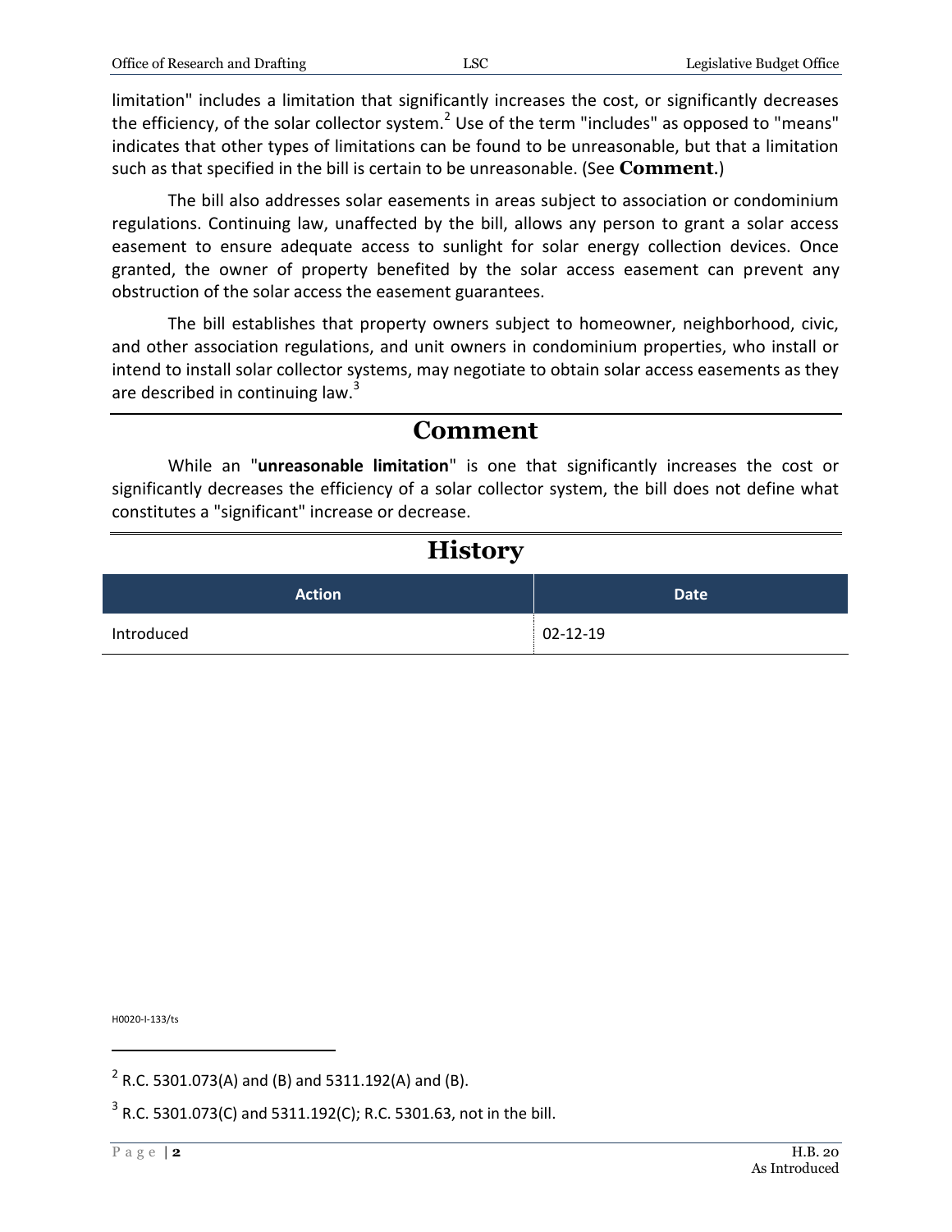limitation" includes a limitation that significantly increases the cost, or significantly decreases the efficiency, of the solar collector system.[2] Use of the term "includes" as opposed to "means" indicates that other types of limitations can be found to be unreasonable, but that a limitation such as that specified in the bill is certain to be unreasonable. (See **Comment**.)

The bill also addresses solar easements in areas subject to association or condominium regulations. Continuing law, unaffected by the bill, allows any person to grant a solar access easement to ensure adequate access to sunlight for solar energy collection devices. Once granted, the owner of property benefited by the solar access easement can prevent any obstruction of the solar access the easement guarantees.

The bill establishes that property owners subject to homeowner, neighborhood, civic, and other association regulations, and unit owners in condominium properties, who install or intend to install solar collector systems, may negotiate to obtain solar access easements as they are described in continuing law.[3]

# Comment

While an "**unreasonable limitation**" is one that significantly increases the cost or significantly decreases the efficiency of a solar collector system, the bill does not define what constitutes a "significant" increase or decrease.

# History

| Action | Date |
|---|---|
| Introduced | 02-12-19 |

H0020-I-133/ts

[2] R.C. 5301.073(A) and (B) and 5311.192(A) and (B).

[3] R.C. 5301.073(C) and 5311.192(C); R.C. 5301.63, not in the bill.